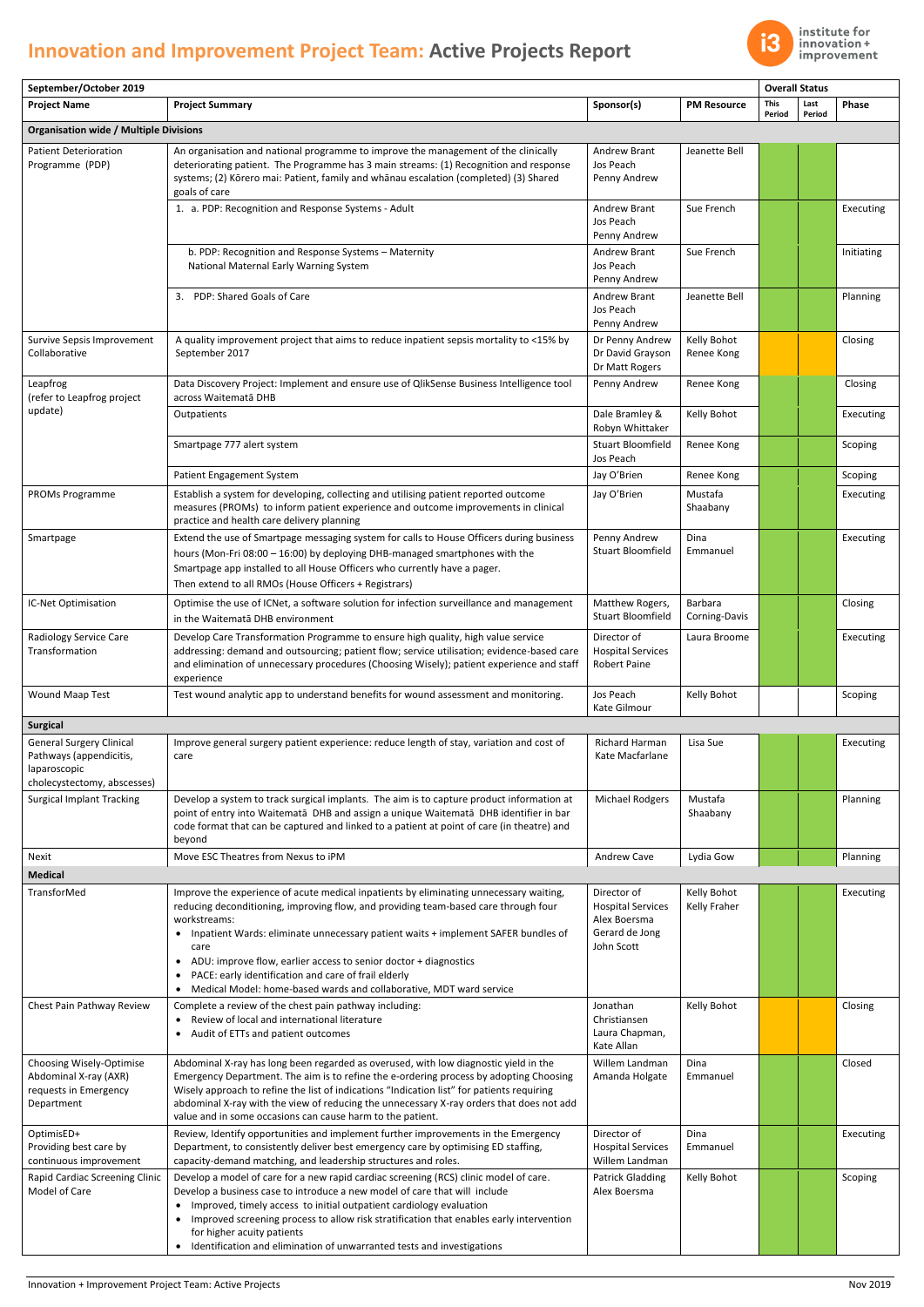# Innovation and Improvement Project Team: Active Projects Report

| September/October 2019 | | | | Overall Status | | |
|---|---|---|---|---|---|---|
| Project Name | Project Summary | Sponsor(s) | PM Resource | This Period | Last Period | Phase |
| **Organisation wide / Multiple Divisions** | | | | | | |
| Patient Deterioration Programme (PDP) | An organisation and national programme to improve the management of the clinically deteriorating patient. The Programme has 3 main streams: (1) Recognition and response systems; (2) Kōrero mai: Patient, family and whānau escalation (completed) (3) Shared goals of care | Andrew Brant<br>Jos Peach<br>Penny Andrew | Jeanette Bell | | | |
| | 1. a. PDP: Recognition and Response Systems - Adult | Andrew Brant<br>Jos Peach<br>Penny Andrew | Sue French | | | Executing |
| | b. PDP: Recognition and Response Systems – Maternity<br>National Maternal Early Warning System | Andrew Brant<br>Jos Peach<br>Penny Andrew | Sue French | | | Initiating |
| | 3. PDP: Shared Goals of Care | Andrew Brant<br>Jos Peach<br>Penny Andrew | Jeanette Bell | | | Planning |
| Survive Sepsis Improvement Collaborative | A quality improvement project that aims to reduce inpatient sepsis mortality to <15% by September 2017 | Dr Penny Andrew<br>Dr David Grayson<br>Dr Matt Rogers | Kelly Bohot<br>Renee Kong | | | Closing |
| Leapfrog<br>(refer to Leapfrog project update) | Data Discovery Project: Implement and ensure use of QlikSense Business Intelligence tool across Waitematā DHB | Penny Andrew | Renee Kong | | | Closing |
| | Outpatients | Dale Bramley &<br>Robyn Whittaker | Kelly Bohot | | | Executing |
| | Smartpage 777 alert system | Stuart Bloomfield<br>Jos Peach | Renee Kong | | | Scoping |
| | Patient Engagement System | Jay O'Brien | Renee Kong | | | Scoping |
| PROMs Programme | Establish a system for developing, collecting and utilising patient reported outcome measures (PROMs) to inform patient experience and outcome improvements in clinical practice and health care delivery planning | Jay O'Brien | Mustafa Shaabany | | | Executing |
| Smartpage | Extend the use of Smartpage messaging system for calls to House Officers during business hours (Mon-Fri 08:00 – 16:00) by deploying DHB-managed smartphones with the Smartpage app installed to all House Officers who currently have a pager.<br>Then extend to all RMOs (House Officers + Registrars) | Penny Andrew<br>Stuart Bloomfield | Dina Emmanuel | | | Executing |
| IC-Net Optimisation | Optimise the use of ICNet, a software solution for infection surveillance and management in the Waitematā DHB environment | Matthew Rogers,<br>Stuart Bloomfield | Barbara Corning-Davis | | | Closing |
| Radiology Service Care Transformation | Develop Care Transformation Programme to ensure high quality, high value service addressing: demand and outsourcing; patient flow; service utilisation; evidence-based care and elimination of unnecessary procedures (Choosing Wisely); patient experience and staff experience | Director of Hospital Services<br>Robert Paine | Laura Broome | | | Executing |
| Wound Maap Test | Test wound analytic app to understand benefits for wound assessment and monitoring. | Jos Peach<br>Kate Gilmour | Kelly Bohot | | | Scoping |
| **Surgical** | | | | | | |
| General Surgery Clinical Pathways (appendicitis, laparoscopic cholecystectomy, abscesses) | Improve general surgery patient experience: reduce length of stay, variation and cost of care | Richard Harman<br>Kate Macfarlane | Lisa Sue | | | Executing |
| Surgical Implant Tracking | Develop a system to track surgical implants. The aim is to capture product information at point of entry into Waitematā DHB and assign a unique Waitematā DHB identifier in bar code format that can be captured and linked to a patient at point of care (in theatre) and beyond | Michael Rodgers | Mustafa Shaabany | | | Planning |
| Nexit | Move ESC Theatres from Nexus to iPM | Andrew Cave | Lydia Gow | | | Planning |
| **Medical** | | | | | | |
| TransforMed | Improve the experience of acute medical inpatients by eliminating unnecessary waiting, reducing deconditioning, improving flow, and providing team-based care through four workstreams:<br>• Inpatient Wards: eliminate unnecessary patient waits + implement SAFER bundles of care<br>• ADU: improve flow, earlier access to senior doctor + diagnostics<br>• PACE: early identification and care of frail elderly<br>• Medical Model: home-based wards and collaborative, MDT ward service | Director of Hospital Services<br>Alex Boersma<br>Gerard de Jong<br>John Scott | Kelly Bohot<br>Kelly Fraher | | | Executing |
| Chest Pain Pathway Review | Complete a review of the chest pain pathway including:<br>• Review of local and international literature<br>• Audit of ETTs and patient outcomes | Jonathan Christiansen<br>Laura Chapman,<br>Kate Allan | Kelly Bohot | | | Closing |
| Choosing Wisely-Optimise Abdominal X-ray (AXR) requests in Emergency Department | Abdominal X-ray has long been regarded as overused, with low diagnostic yield in the Emergency Department. The aim is to refine the e-ordering process by adopting Choosing Wisely approach to refine the list of indications "Indication list" for patients requiring abdominal X-ray with the view of reducing the unnecessary X-ray orders that does not add value and in some occasions can cause harm to the patient. | Willem Landman<br>Amanda Holgate | Dina Emmanuel | | | Closed |
| OptimisED+<br>Providing best care by continuous improvement | Review, Identify opportunities and implement further improvements in the Emergency Department, to consistently deliver best emergency care by optimising ED staffing, capacity-demand matching, and leadership structures and roles. | Director of Hospital Services<br>Willem Landman | Dina Emmanuel | | | Executing |
| Rapid Cardiac Screening Clinic Model of Care | Develop a model of care for a new rapid cardiac screening (RCS) clinic model of care. Develop a business case to introduce a new model of care that will include<br>• Improved, timely access to initial outpatient cardiology evaluation<br>• Improved screening process to allow risk stratification that enables early intervention for higher acuity patients<br>• Identification and elimination of unwarranted tests and investigations | Patrick Gladding<br>Alex Boersma | Kelly Bohot | | | Scoping |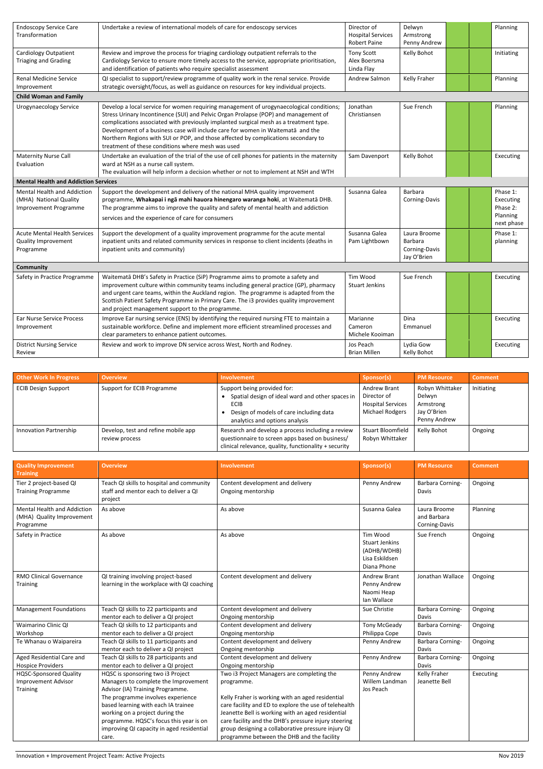| | | | | | | |
|---|---|---|---|---|---|---|
| Endoscopy Service Care Transformation | Undertake a review of international models of care for endoscopy services | Director of Hospital Services Robert Paine | Delwyn Armstrong Penny Andrew | | | Planning |
| Cardiology Outpatient Triaging and Grading | Review and improve the process for triaging cardiology outpatient referrals to the Cardiology Service to ensure more timely access to the service, appropriate prioritisation, and identification of patients who require specialist assessment | Tony Scott Alex Boersma Linda Flay | Kelly Bohot | | | Initiating |
| Renal Medicine Service Improvement | QI specialist to support/review programme of quality work in the renal service. Provide strategic oversight/focus, as well as guidance on resources for key individual projects. | Andrew Salmon | Kelly Fraher | | | Planning |
| **Child Woman and Family** | | | | | | |
| Urogynaecology Service | Develop a local service for women requiring management of urogynaecological conditions; Stress Urinary Incontinence (SUI) and Pelvic Organ Prolapse (POP) and management of complications associated with previously implanted surgical mesh as a treatment type. Development of a business case will include care for women in Waitematā and the Northern Regions with SUI or POP, and those affected by complications secondary to treatment of these conditions where mesh was used | Jonathan Christiansen | Sue French | | | Planning |
| Maternity Nurse Call Evaluation | Undertake an evaluation of the trial of the use of cell phones for patients in the maternity ward at NSH as a nurse call system. The evaluation will help inform a decision whether or not to implement at NSH and WTH | Sam Davenport | Kelly Bohot | | | Executing |
| **Mental Health and Addiction Services** | | | | | | |
| Mental Health and Addiction (MHA) National Quality Improvement Programme | Support the development and delivery of the national MHA quality improvement programme, **Whakapai i ngā mahi hauora hinengaro waranga hoki**, at Waitematā DHB. The programme aims to improve the quality and safety of mental health and addiction services and the experience of care for consumers | Susanna Galea | Barbara Corning-Davis | | | Phase 1: Executing Phase 2: Planning next phase |
| Acute Mental Health Services Quality Improvement Programme | Support the development of a quality improvement programme for the acute mental inpatient units and related community services in response to client incidents (deaths in inpatient units and community) | Susanna Galea Pam Lightbown | Laura Broome Barbara Corning-Davis Jay O'Brien | | | Phase 1: planning |
| **Community** | | | | | | |
| Safety in Practice Programme | Waitematā DHB's Safety in Practice (SiP) Programme aims to promote a safety and improvement culture within community teams including general practice (GP), pharmacy and urgent care teams, within the Auckland region. The programme is adapted from the Scottish Patient Safety Programme in Primary Care. The i3 provides quality improvement and project management support to the programme. | Tim Wood Stuart Jenkins | Sue French | | | Executing |
| Ear Nurse Service Process Improvement | Improve Ear nursing service (ENS) by identifying the required nursing FTE to maintain a sustainable workforce. Define and implement more efficient streamlined processes and clear parameters to enhance patient outcomes. | Marianne Cameron Michele Kooiman | Dina Emmanuel | | | Executing |
| District Nursing Service Review | Review and work to improve DN service across West, North and Rodney. | Jos Peach Brian Millen | Lydia Gow Kelly Bohot | | | Executing |

| Other Work In Progress | Overview | Involvement | Sponsor(s) | PM Resource | Comment |
|---|---|---|---|---|---|
| ECIB Design Support | Support for ECIB Programme | Support being provided for:<br>• Spatial design of ideal ward and other spaces in ECIB<br>• Design of models of care including data analytics and options analysis | Andrew Brant Director of Hospital Services Michael Rodgers | Robyn Whittaker Delwyn Armstrong Jay O'Brien Penny Andrew | Initiating |
| Innovation Partnership | Develop, test and refine mobile app review process | Research and develop a process including a review questionnaire to screen apps based on business/ clinical relevance, quality, functionality + security | Stuart Bloomfield Robyn Whittaker | Kelly Bohot | Ongoing |

| Quality Improvement Training | Overview | Involvement | Sponsor(s) | PM Resource | Comment |
|---|---|---|---|---|---|
| Tier 2 project-based QI Training Programme | Teach QI skills to hospital and community staff and mentor each to deliver a QI project | Content development and delivery<br>Ongoing mentorship | Penny Andrew | Barbara Corning-Davis | Ongoing |
| Mental Health and Addiction (MHA) Quality Improvement Programme | As above | As above | Susanna Galea | Laura Broome and Barbara Corning-Davis | Planning |
| Safety in Practice | As above | As above | Tim Wood Stuart Jenkins (ADHB/WDHB) Lisa Eskildsen Diana Phone | Sue French | Ongoing |
| RMO Clinical Governance Training | QI training involving project-based learning in the workplace with QI coaching | Content development and delivery | Andrew Brant Penny Andrew Naomi Heap Ian Wallace | Jonathan Wallace | Ongoing |
| Management Foundations | Teach QI skills to 22 participants and mentor each to deliver a QI project | Content development and delivery<br>Ongoing mentorship | Sue Christie | Barbara Corning-Davis | Ongoing |
| Waimarino Clinic QI Workshop | Teach QI skills to 12 participants and mentor each to deliver a QI project | Content development and delivery<br>Ongoing mentorship | Tony McGeady Philippa Cope | Barbara Corning-Davis | Ongoing |
| Te Whanau o Waipareira | Teach QI skills to 11 participants and mentor each to deliver a QI project | Content development and delivery<br>Ongoing mentorship | Penny Andrew | Barbara Corning-Davis | Ongoing |
| Aged Residential Care and Hospice Providers | Teach QI skills to 28 participants and mentor each to deliver a QI project | Content development and delivery<br>Ongoing mentorship | Penny Andrew | Barbara Corning-Davis | Ongoing |
| HQSC-Sponsored Quality Improvement Advisor Training | HQSC is sponsoring two i3 Project Managers to complete the Improvement Advisor (IA) Training Programme.<br>The programme involves experience based learning with each IA trainee working on a project during the programme. HQSC's focus this year is on improving QI capacity in aged residential care. | Two i3 Project Managers are completing the programme.<br><br>Kelly Fraher is working with an aged residential care facility and ED to explore the use of telehealth<br>Jeanette Bell is working with an aged residential care facility and the DHB's pressure injury steering group designing a collaborative pressure injury QI programme between the DHB and the facility | Penny Andrew Willem Landman Jos Peach | Kelly Fraher Jeanette Bell | Executing |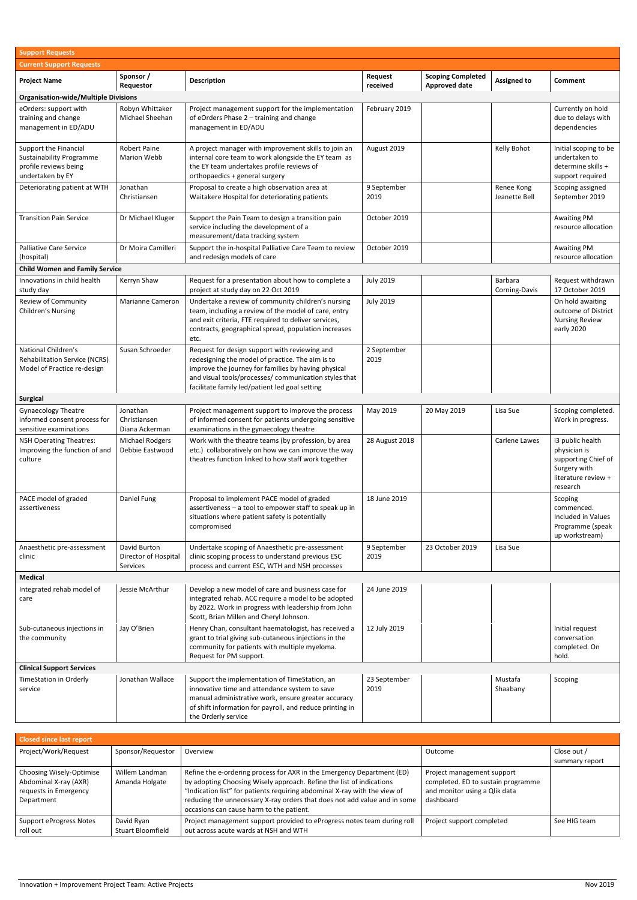## Support Requests

### Current Support Requests

| Project Name | Sponsor / Requestor | Description | Request received | Scoping Completed Approved date | Assigned to | Comment |
|---|---|---|---|---|---|---|
| **Organisation-wide/Multiple Divisions** | | | | | | |
| eOrders: support with training and change management in ED/ADU | Robyn Whittaker Michael Sheehan | Project management support for the implementation of eOrders Phase 2 – training and change management in ED/ADU | February 2019 | | | Currently on hold due to delays with dependencies |
| Support the Financial Sustainability Programme profile reviews being undertaken by EY | Robert Paine Marion Webb | A project manager with improvement skills to join an internal core team to work alongside the EY team as the EY team undertakes profile reviews of orthopaedics + general surgery | August 2019 | | Kelly Bohot | Initial scoping to be undertaken to determine skills + support required |
| Deteriorating patient at WTH | Jonathan Christiansen | Proposal to create a high observation area at Waitakere Hospital for deteriorating patients | 9 September 2019 | | Renee Kong Jeanette Bell | Scoping assigned September 2019 |
| Transition Pain Service | Dr Michael Kluger | Support the Pain Team to design a transition pain service including the development of a measurement/data tracking system | October 2019 | | | Awaiting PM resource allocation |
| Palliative Care Service (hospital) | Dr Moira Camilleri | Support the in-hospital Palliative Care Team to review and redesign models of care | October 2019 | | | Awaiting PM resource allocation |
| **Child Women and Family Service** | | | | | | |
| Innovations in child health study day | Kerryn Shaw | Request for a presentation about how to complete a project at study day on 22 Oct 2019 | July 2019 | | Barbara Corning-Davis | Request withdrawn 17 October 2019 |
| Review of Community Children's Nursing | Marianne Cameron | Undertake a review of community children's nursing team, including a review of the model of care, entry and exit criteria, FTE required to deliver services, contracts, geographical spread, population increases etc. | July 2019 | | | On hold awaiting outcome of District Nursing Review early 2020 |
| National Children's Rehabilitation Service (NCRS) Model of Practice re-design | Susan Schroeder | Request for design support with reviewing and redesigning the model of practice. The aim is to improve the journey for families by having physical and visual tools/processes/ communication styles that facilitate family led/patient led goal setting | 2 September 2019 | | | |
| **Surgical** | | | | | | |
| Gynaecology Theatre informed consent process for sensitive examinations | Jonathan Christiansen Diana Ackerman | Project management support to improve the process of informed consent for patients undergoing sensitive examinations in the gynaecology theatre | May 2019 | 20 May 2019 | Lisa Sue | Scoping completed. Work in progress. |
| NSH Operating Theatres: Improving the function of and culture | Michael Rodgers Debbie Eastwood | Work with the theatre teams (by profession, by area etc.) collaboratively on how we can improve the way theatres function linked to how staff work together | 28 August 2018 | | Carlene Lawes | i3 public health physician is supporting Chief of Surgery with literature review + research |
| PACE model of graded assertiveness | Daniel Fung | Proposal to implement PACE model of graded assertiveness – a tool to empower staff to speak up in situations where patient safety is potentially compromised | 18 June 2019 | | | Scoping commenced. Included in Values Programme (speak up workstream) |
| Anaesthetic pre-assessment clinic | David Burton Director of Hospital Services | Undertake scoping of Anaesthetic pre-assessment clinic scoping process to understand previous ESC process and current ESC, WTH and NSH processes | 9 September 2019 | 23 October 2019 | Lisa Sue | |
| **Medical** | | | | | | |
| Integrated rehab model of care | Jessie McArthur | Develop a new model of care and business case for integrated rehab. ACC require a model to be adopted by 2022. Work in progress with leadership from John Scott, Brian Millen and Cheryl Johnson. | 24 June 2019 | | | |
| Sub-cutaneous injections in the community | Jay O'Brien | Henry Chan, consultant haematologist, has received a grant to trial giving sub-cutaneous injections in the community for patients with multiple myeloma. Request for PM support. | 12 July 2019 | | | Initial request conversation completed. On hold. |
| **Clinical Support Services** | | | | | | |
| TimeStation in Orderly service | Jonathan Wallace | Support the implementation of TimeStation, an innovative time and attendance system to save manual administrative work, ensure greater accuracy of shift information for payroll, and reduce printing in the Orderly service | 23 September 2019 | | Mustafa Shaabany | Scoping |

### Closed since last report

| Project/Work/Request | Sponsor/Requestor | Overview | Outcome | Close out / summary report |
|---|---|---|---|---|
| Choosing Wisely-Optimise Abdominal X-ray (AXR) requests in Emergency Department | Willem Landman Amanda Holgate | Refine the e-ordering process for AXR in the Emergency Department (ED) by adopting Choosing Wisely approach. Refine the list of indications "Indication list" for patients requiring abdominal X-ray with the view of reducing the unnecessary X-ray orders that does not add value and in some occasions can cause harm to the patient. | Project management support completed. ED to sustain programme and monitor using a Qlik data dashboard | |
| Support eProgress Notes roll out | David Ryan Stuart Bloomfield | Project management support provided to eProgress notes team during roll out across acute wards at NSH and WTH | Project support completed | See HIG team |